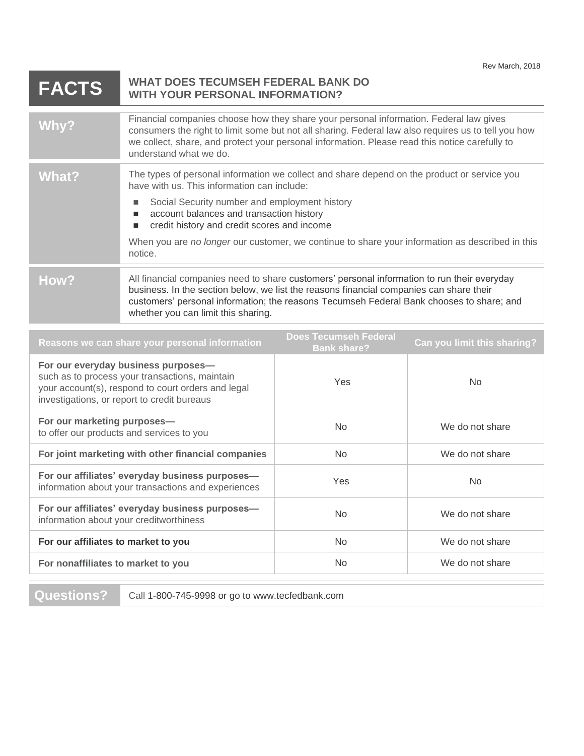Rev March, 2018

# FACTS

## WHAT DOES TECUMSEH FEDERAL BANK DO WITH YOUR PERSONAL INFORMATION?

| | |
|---|---|
| **Why?** | Financial companies choose how they share your personal information. Federal law gives consumers the right to limit some but not all sharing. Federal law also requires us to tell you how we collect, share, and protect your personal information. Please read this notice carefully to understand what we do. |
| **What?** | The types of personal information we collect and share depend on the product or service you have with us. This information can include:<br>■ Social Security number and employment history<br>■ account balances and transaction history<br>■ credit history and credit scores and income<br><br>When you are *no longer* our customer, we continue to share your information as described in this notice. |
| **How?** | All financial companies need to share customers' personal information to run their everyday business. In the section below, we list the reasons financial companies can share their customers' personal information; the reasons Tecumseh Federal Bank chooses to share; and whether you can limit this sharing. |

| Reasons we can share your personal information | Does Tecumseh Federal Bank share? | Can you limit this sharing? |
|---|---|---|
| **For our everyday business purposes—** such as to process your transactions, maintain your account(s), respond to court orders and legal investigations, or report to credit bureaus | Yes | No |
| **For our marketing purposes—** to offer our products and services to you | No | We do not share |
| **For joint marketing with other financial companies** | No | We do not share |
| **For our affiliates' everyday business purposes—** information about your transactions and experiences | Yes | No |
| **For our affiliates' everyday business purposes—** information about your creditworthiness | No | We do not share |
| **For our affiliates to market to you** | No | We do not share |
| **For nonaffiliates to market to you** | No | We do not share |

| | |
|---|---|
| **Questions?** | Call 1-800-745-9998 or go to www.tecfedbank.com |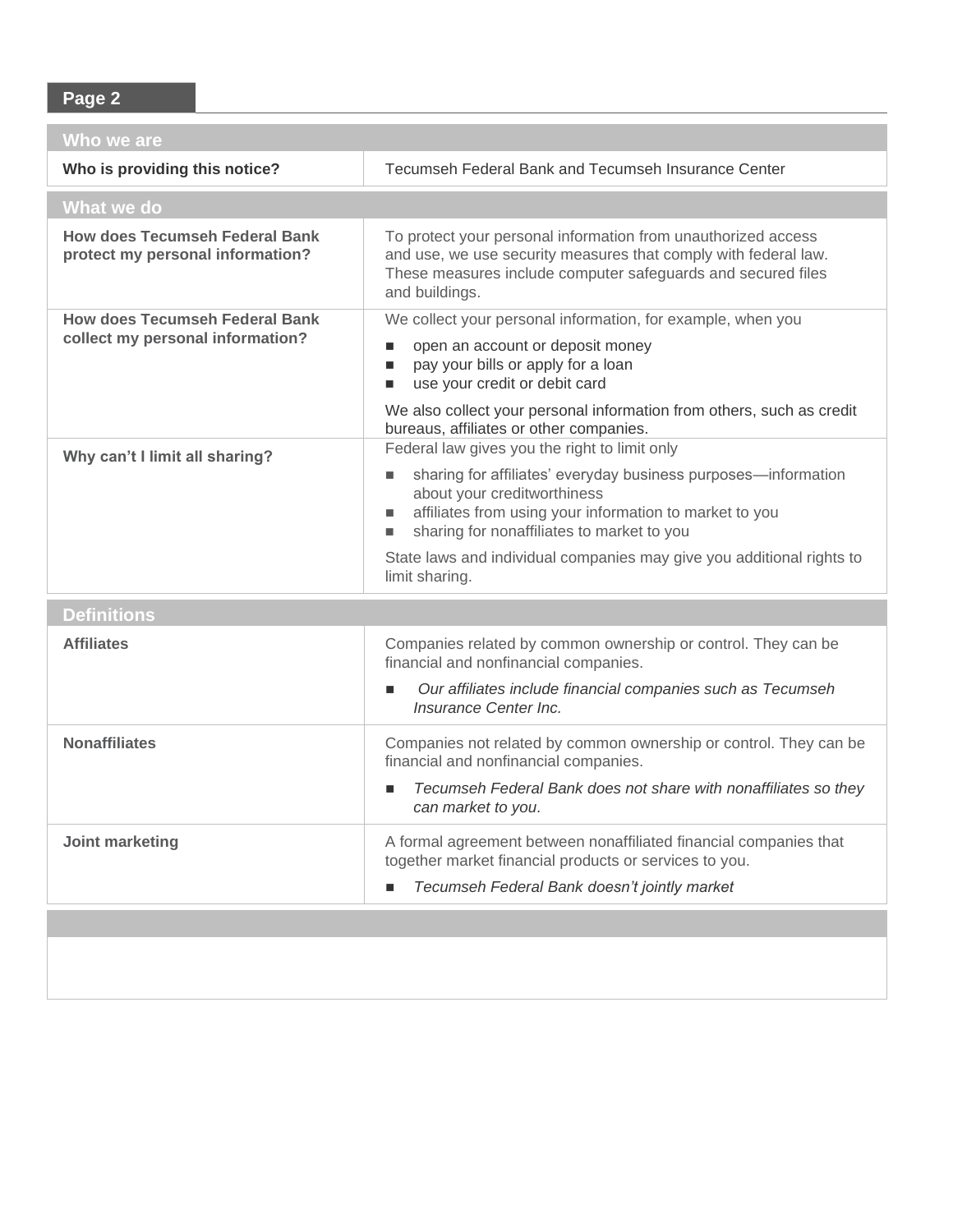## Page 2

| Who we are | |
| --- | --- |
| **Who is providing this notice?** | Tecumseh Federal Bank and Tecumseh Insurance Center |

| What we do | |
| --- | --- |
| **How does Tecumseh Federal Bank protect my personal information?** | To protect your personal information from unauthorized access and use, we use security measures that comply with federal law. These measures include computer safeguards and secured files and buildings. |
| **How does Tecumseh Federal Bank collect my personal information?** | We collect your personal information, for example, when you<br>■ open an account or deposit money<br>■ pay your bills or apply for a loan<br>■ use your credit or debit card<br>We also collect your personal information from others, such as credit bureaus, affiliates or other companies. |
| **Why can't I limit all sharing?** | Federal law gives you the right to limit only<br>■ sharing for affiliates' everyday business purposes—information about your creditworthiness<br>■ affiliates from using your information to market to you<br>■ sharing for nonaffiliates to market to you<br>State laws and individual companies may give you additional rights to limit sharing. |

| Definitions | |
| --- | --- |
| **Affiliates** | Companies related by common ownership or control. They can be financial and nonfinancial companies.<br>■ *Our affiliates include financial companies such as Tecumseh Insurance Center Inc.* |
| **Nonaffiliates** | Companies not related by common ownership or control. They can be financial and nonfinancial companies.<br>■ *Tecumseh Federal Bank does not share with nonaffiliates so they can market to you.* |
| **Joint marketing** | A formal agreement between nonaffiliated financial companies that together market financial products or services to you.<br>■ *Tecumseh Federal Bank doesn't jointly market* |